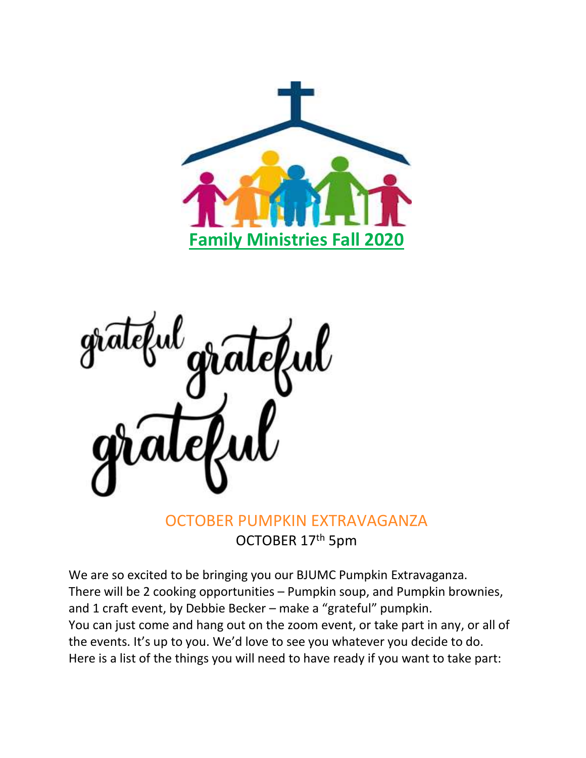# Family Ministries Fall 2020

grateful grateful grateful

## OCTOBER PUMPKIN EXTRAVAGANZA

OCTOBER 17th 5pm

We are so excited to be bringing you our BJUMC Pumpkin Extravaganza.
There will be 2 cooking opportunities – Pumpkin soup, and Pumpkin brownies, and 1 craft event, by Debbie Becker – make a "grateful" pumpkin.
You can just come and hang out on the zoom event, or take part in any, or all of the events. It's up to you. We'd love to see you whatever you decide to do.
Here is a list of the things you will need to have ready if you want to take part: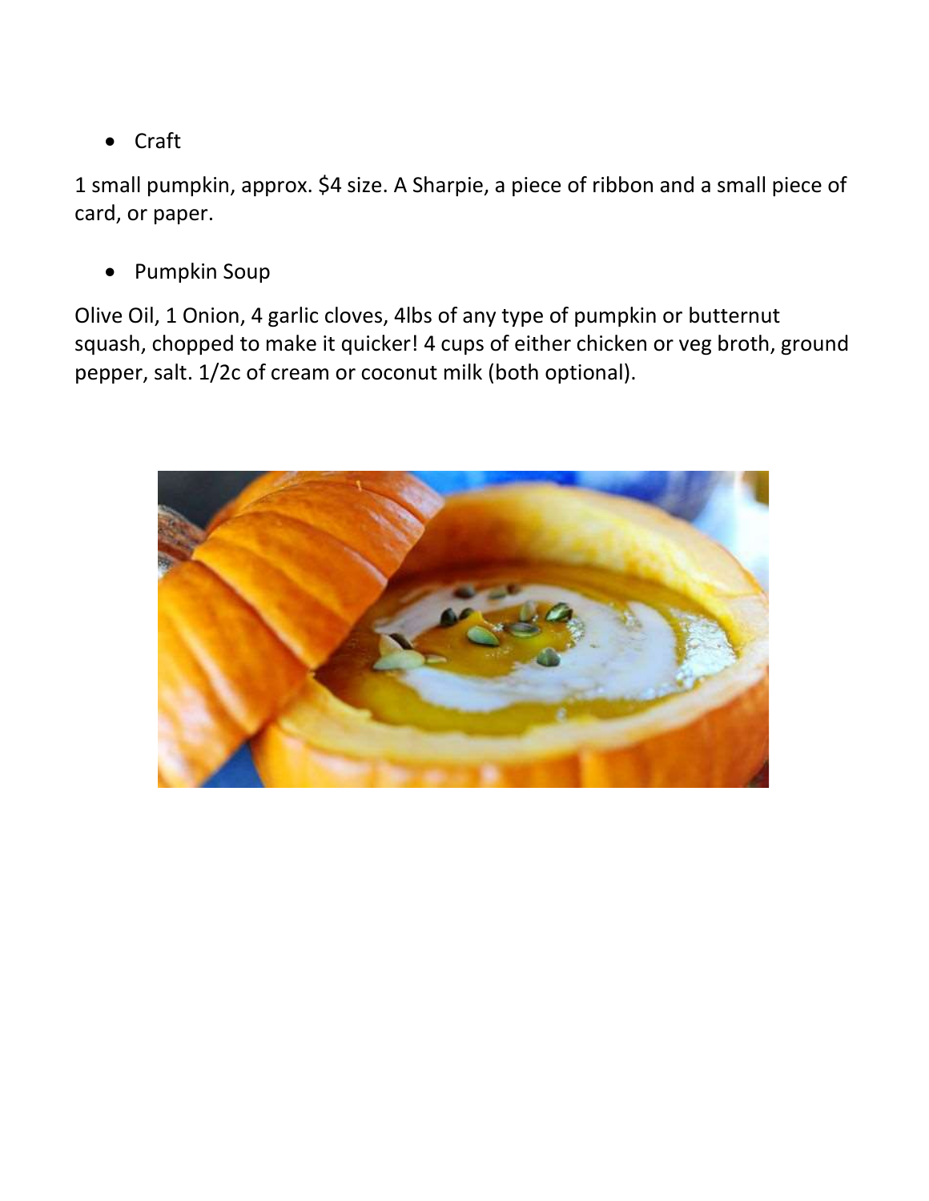- Craft

1 small pumpkin, approx. $4 size. A Sharpie, a piece of ribbon and a small piece of card, or paper.

- Pumpkin Soup

Olive Oil, 1 Onion, 4 garlic cloves, 4lbs of any type of pumpkin or butternut squash, chopped to make it quicker! 4 cups of either chicken or veg broth, ground pepper, salt. 1/2c of cream or coconut milk (both optional).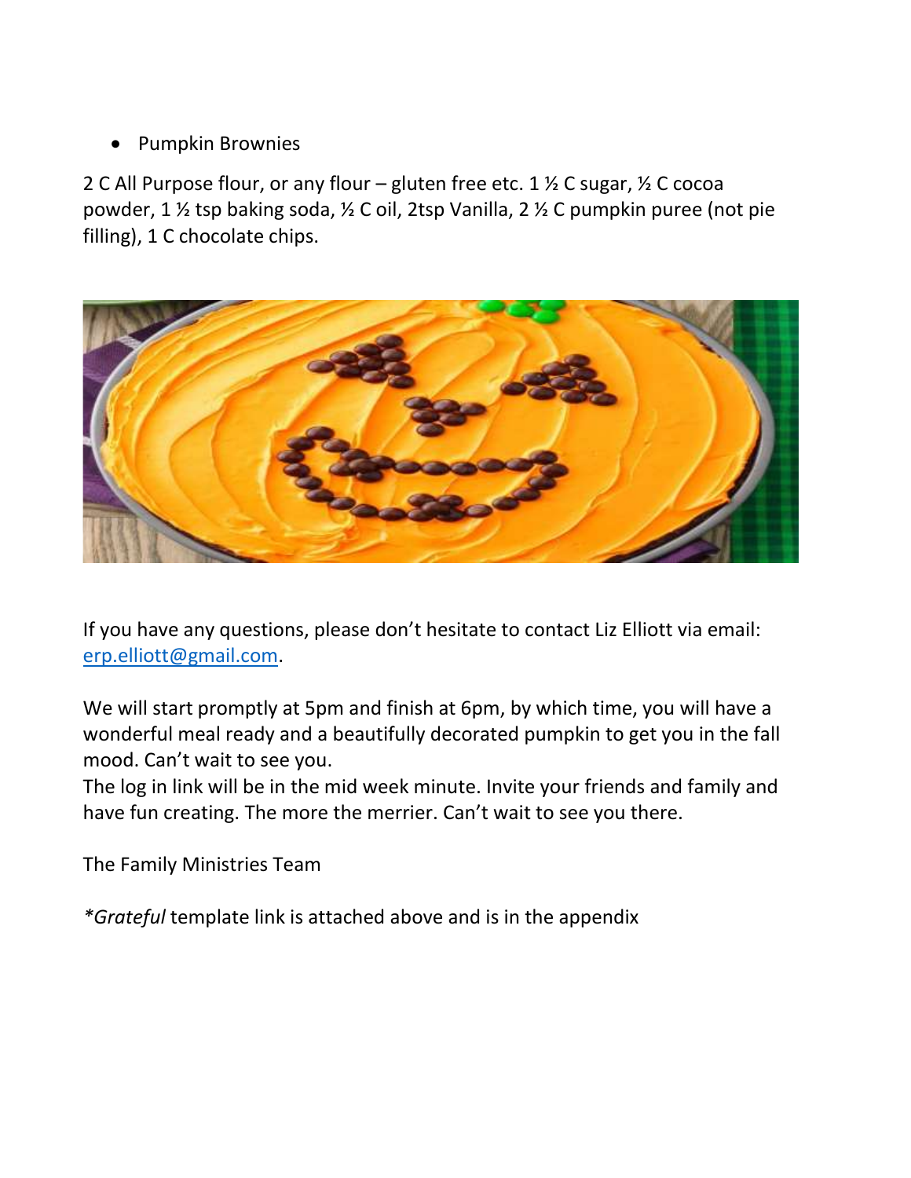- Pumpkin Brownies

2 C All Purpose flour, or any flour – gluten free etc. 1 ½ C sugar, ½ C cocoa powder, 1 ½ tsp baking soda, ½ C oil, 2tsp Vanilla, 2 ½ C pumpkin puree (not pie filling), 1 C chocolate chips.

If you have any questions, please don't hesitate to contact Liz Elliott via email: erp.elliott@gmail.com.

We will start promptly at 5pm and finish at 6pm, by which time, you will have a wonderful meal ready and a beautifully decorated pumpkin to get you in the fall mood. Can't wait to see you.
The log in link will be in the mid week minute. Invite your friends and family and have fun creating. The more the merrier. Can't wait to see you there.

The Family Ministries Team

**Grateful* template link is attached above and is in the appendix